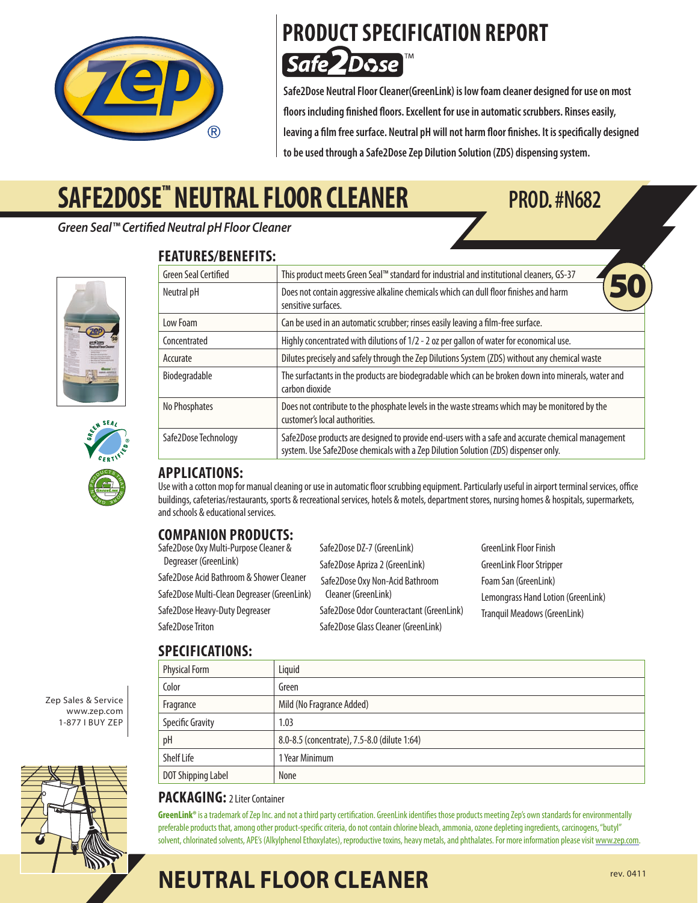# PRODUCT SPECIFICATION REPORT

Safe2Dose™

**Safe2Dose Neutral Floor Cleaner(GreenLink) is low foam cleaner designed for use on most floors including finished floors. Excellent for use in automatic scrubbers. Rinses easily, leaving a film free surface. Neutral pH will not harm floor finishes. It is specifically designed to be used through a Safe2Dose Zep Dilution Solution (ZDS) dispensing system.**

# SAFE2DOSE™ NEUTRAL FLOOR CLEANER

**PROD. #N682**

*Green Seal™ Certified Neutral pH Floor Cleaner*

50

## FEATURES/BENEFITS:

| | |
|---|---|
| Green Seal Certified | This product meets Green Seal™ standard for industrial and institutional cleaners, GS-37 |
| Neutral pH | Does not contain aggressive alkaline chemicals which can dull floor finishes and harm sensitive surfaces. |
| Low Foam | Can be used in an automatic scrubber; rinses easily leaving a film-free surface. |
| Concentrated | Highly concentrated with dilutions of 1/2 - 2 oz per gallon of water for economical use. |
| Accurate | Dilutes precisely and safely through the Zep Dilutions System (ZDS) without any chemical waste |
| Biodegradable | The surfactants in the products are biodegradable which can be broken down into minerals, water and carbon dioxide |
| No Phosphates | Does not contribute to the phosphate levels in the waste streams which may be monitored by the customer's local authorities. |
| Safe2Dose Technology | Safe2Dose products are designed to provide end-users with a safe and accurate chemical management system. Use Safe2Dose chemicals with a Zep Dilution Solution (ZDS) dispenser only. |

## APPLICATIONS:

Use with a cotton mop for manual cleaning or use in automatic floor scrubbing equipment. Particularly useful in airport terminal services, office buildings, cafeterias/restaurants, sports & recreational services, hotels & motels, department stores, nursing homes & hospitals, supermarkets, and schools & educational services.

## COMPANION PRODUCTS:

- Safe2Dose Oxy Multi-Purpose Cleaner & Degreaser (GreenLink)
- Safe2Dose Acid Bathroom & Shower Cleaner
- Safe2Dose Multi-Clean Degreaser (GreenLink)
- Safe2Dose Heavy-Duty Degreaser
- Safe2Dose Triton
- Safe2Dose DZ-7 (GreenLink)
- Safe2Dose Apriza 2 (GreenLink)
- Safe2Dose Oxy Non-Acid Bathroom Cleaner (GreenLink)
- Safe2Dose Odor Counteractant (GreenLink)
- Safe2Dose Glass Cleaner (GreenLink)
- GreenLink Floor Finish
- GreenLink Floor Stripper
- Foam San (GreenLink)
- Lemongrass Hand Lotion (GreenLink)
- Tranquil Meadows (GreenLink)

## SPECIFICATIONS:

| | |
|---|---|
| Physical Form | Liquid |
| Color | Green |
| Fragrance | Mild (No Fragrance Added) |
| Specific Gravity | 1.03 |
| pH | 8.0-8.5 (concentrate), 7.5-8.0 (dilute 1:64) |
| Shelf Life | 1 Year Minimum |
| DOT Shipping Label | None |

Zep Sales & Service
www.zep.com
1-877 I BUY ZEP

## PACKAGING: 2 Liter Container

**GreenLink®** is a trademark of Zep Inc. and not a third party certification. GreenLink identifies those products meeting Zep's own standards for environmentally preferable products that, among other product-specific criteria, do not contain chlorine bleach, ammonia, ozone depleting ingredients, carcinogens, "butyl" solvent, chlorinated solvents, APE's (Alkylphenol Ethoxylates), reproductive toxins, heavy metals, and phthalates. For more information please visit www.zep.com.

# NEUTRAL FLOOR CLEANER

rev. 0411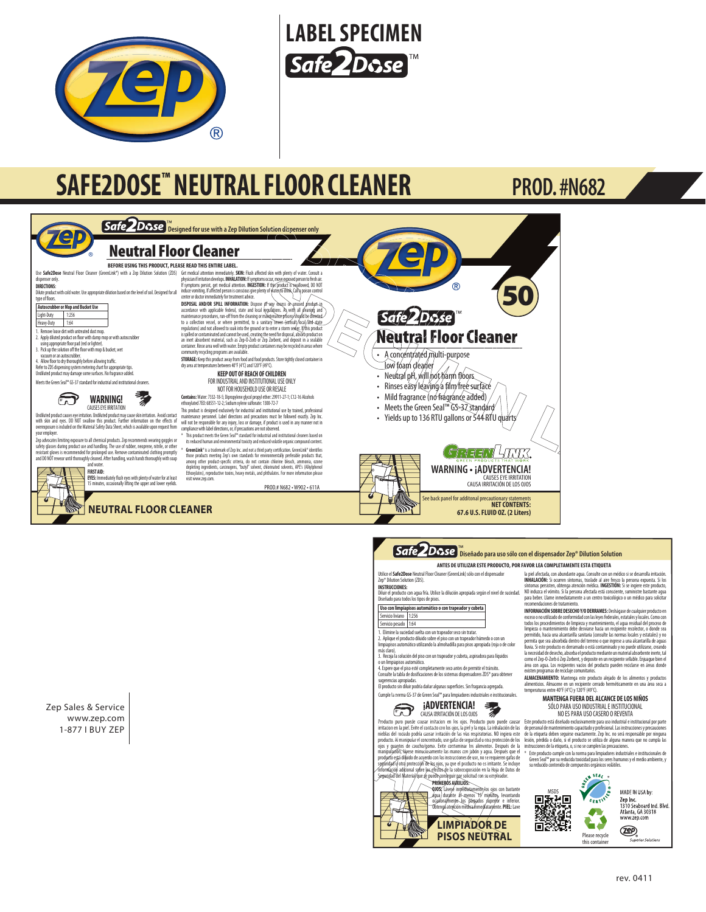# LABEL SPECIMEN

Safe2Dose™

# SAFE2DOSE™ NEUTRAL FLOOR CLEANER

**PROD. #N682**

Safe2Dose™ **Designed for use with a Zep Dilution Solution dispenser only**

## Neutral Floor Cleaner

**BEFORE USING THIS PRODUCT, PLEASE READ THIS ENTIRE LABEL.**

Use **Safe2Dose** Neutral Floor Cleaner (GreenLink®) with a Zep Dilution Solution (ZDS) dispenser only.

**DIRECTIONS:**
Dilute product with cold water. Use appropriate dilution based on the level of soil. Designed for all type of floors.

| Autoscrubber or Mop and Bucket Use | |
|---|---|
| Light-Duty | 1:256 |
| Heavy-Duty | 1:64 |

1. Remove loose dirt with untreated dust mop.
2. Apply diluted product on floor with damp mop or with autoscrubber using appropriate floor pad (red or lighter).
3. Pick up the solution off the floor with mop & bucket, wet vacuum or an autoscrubber.
4. Allow floor to dry thoroughly before allowing traffic.

Refer to ZDS dispensing system metering chart for appropriate tips.
Undiluted product may damage some surfaces. No fragrance added.

Meets the Green Seal™ GS-37 standard for industrial and institutional cleaners.

**WARNING!**
CAUSES EYE IRRITATION

Undiluted product causes eye irritation. Undiluted product may cause skin irritation. Avoid contact with skin and eyes. DO NOT swallow this product. Further information on the effects of overexposure is included on the Material Safety Data Sheet, which is available upon request from your employer.

Zep advocates limiting exposure to all chemical products. Zep recommends wearing goggles or safety glasses during product use and handling. The use of rubber, neoprene, nitrile, or other resistant gloves is recommended for prolonged use. Remove contaminated clothing promptly and DO NOT rewear until thoroughly cleaned. After handling, wash hands thoroughly with soap and water.

**FIRST AID:**
**EYES:** Immediately flush eyes with plenty of water for at least 15 minutes, occasionally lifting the upper and lower eyelids. Get medical attention immediately. **SKIN:** Flush affected skin with plenty of water. Consult a physician if irritation develops. **INHALATION:** If symptoms occur, move exposed person to fresh air. If symptoms persist, get medical attention. **INGESTION:** If this product is swallowed, DO NOT induce vomiting. If affected person is conscious give plenty of water to drink. Call a poison control center or doctor immediately for treatment advice.

**DISPOSAL AND/OR SPILL INFORMATION:** Dispose of any excess or unused product in accordance with applicable federal, state and local regulations. As with all cleaning and maintenance procedures, run-off from the cleaning or maintenance process should be directed to a collection vessel, or where permitted, to a sanitary sewer (consult local and state regulations) and not allowed to soak into the ground or to enter a storm sewer. If this product is spilled or contaminated and cannot be used, creating the need for disposal, absorb product on an inert absorbent material, such as Zep-O-Zorb or Zep Zorbent, and deposit in a sealable container. Rinse area well with water. Empty product containers may be recycled in areas where community recycling programs are available.

**STORAGE:** Keep this product away from food and food products. Store tightly closed container in dry area at temperatures between 40°F (4°C) and 120°F (49°C).

**KEEP OUT OF REACH OF CHILDREN**
FOR INDUSTRIAL AND INSTITUTIONAL USE ONLY
NOT FOR HOUSEHOLD USE OR RESALE

**Contains:** Water: 7732-18-5; Dipropylene glycol propyl ether: 29911-27-1; C12-16 Alcohols ethoxylated 7EO: 68551-12-2; Sodium xylene sulfonate: 1300-72-7

This product is designed exclusively for industrial and institutional use by trained, professional maintenance personnel. Label directions and precautions must be followed exactly. Zep Inc. will not be responsible for any injury, loss or damage, if product is used in any manner not in compliance with label directions, or, if precautions are not observed.

* This product meets the Green Seal™ standard for industrial and institutional cleaners based on its reduced human and environmental toxicity and reduced volatile organic compound content.

® **GreenLink®** is a trademark of Zep Inc. and not a third party certification. GreenLink® identifies those products meeting Zep's own standards for environmentally preferable products that, among other product-specific criteria, do not contain chlorine bleach, ammonia, ozone depleting ingredients, carcinogens, "butyl" solvent, chlorinated solvents, APE's (Alkylphenol Ethoxylates), reproductive toxins, heavy metals, and phthalates. For more information please visit www.zep.com.

PROD.# N682 • W902 • 611A

**NEUTRAL FLOOR CLEANER**

---

50

Safe2Dose™

## Neutral Floor Cleaner

- A concentrated multi-purpose low foam cleaner
- Neutral pH, will not harm floors
- Rinses easy leaving a film free surface
- Mild fragrance (no fragrance added)
- Meets the Green Seal™ GS-37 standard
- Yields up to 136 RTU gallons or 544 RTU quarts

GREEN LINK — GREEN PRODUCTS THAT WORK

**WARNING • ¡ADVERTENCIA!**
CAUSES EYE IRRITATION
CAUSA IRRITACIÓN DE LOS OJOS

See back panel for additonal precautionary statements

**NET CONTENTS:**
**67.6 U.S. FLUID OZ. (2 Liters)**

---

Safe2Dose™ **Diseñado para uso sólo con el dispensador Zep® Dilution Solution**

**ANTES DE UTILIZAR ESTE PRODUCTO, POR FAVOR LEA COMPLETAMENTE ESTA ETIQUETA**

Utilice el **Safe2Dose** Neutral Floor Cleaner (GreenLink) sólo con el dispensador Zep® Dilution Solution (ZDS).

**INSTRUCCIONES:**
Diluir el producto con agua fría. Utilice la dilución apropiada según el nivel de suciedad. Diseñado para todos los tipos de pisos.

| Uso con limpiapisos automático o con trapeador y cubeta | |
|---|---|
| Servicio liviano | 1:256 |
| Servicio pesado | 1:64 |

1. Elimine la suciedad suelta con un trapeador seco sin tratar.
2. Aplique el producto diluido sobre el piso con un trapeador húmedo o con un limpiapisos automático utilizando la almohadilla para pisos apropiada (roja o de color más claro).
3. Recoja la solución del piso con un trapeador y cubeta, aspiradora para líquidos o un limpiapisos automático.
4. Espere que el piso esté completamente seco antes de permitir el tránsito.

Consulte la tabla de dosificaciones de los sistemas dispensadores ZDS® para obtener sugerencias apropiadas.
El producto sin diluir podría dañar algunas superficies. Sin fragancia agregada.

Cumple la norma GS-37 de Green Seal™ para limpiadores industriales e institucionales.

**¡ADVERTENCIA!**
CAUSA IRRITACIÓN DE LOS OJOS

Producto puro puede causar irritación en los ojos. Producto puro puede causar irritación en la piel. Evite el contacto con los ojos, la piel y la ropa. La inhalación de las nieblas del rociado podría causar irritación de las vías respiratorias. NO ingiera este producto. Al manipular el concentrado, use gafas de seguridad u otra protección de los ojos y guantes de caucho/goma. Evite contaminar los alimentos. Después de la manipulación, lávese minuciosamente las manos con jabón y agua. Después que el producto está diluido de acuerdo con las instrucciones de uso, no se requieren gafas de seguridad u otra protección de los ojos, ya que el producto no es irritante. Se incluye información adicional sobre los efectos de la sobreexposición en la Hoja de Datos de Seguridad del Material que se puede conseguir por solicitud con su empleador.

**PRIMEROS AUXILIOS:**
**OJOS:** Lávese inmediatamente los ojos con bastante agua durante al menos 15 minutos, levantando ocasionalmente los párpados superior e inferior. Obtenga atención médica inmediatamente. **PIEL:** Lave la piel afectada, con abundante agua. Consulte con un médico si se desarrolla irritación. **INHALACIÓN:** Si ocurren síntomas, traslade al aire fresco la persona expuesta. Si los síntomas persisten, obtenga atención médica. **INGESTIÓN:** Si se ingiere este producto, NO induzca el vómito. Si la persona afectada está consciente, suministre bastante agua para beber. Llame inmediatamente a un centro toxicológico o un médico para solicitar recomendaciones de tratamiento.

**INFORMACIÓN SOBRE DESECHO Y/O DERRAMES:** Deshágase de cualquier producto en exceso o no utilizado de conformidad con las leyes federales, estatales y locales. Como con todos los procedimientos de limpieza y mantenimiento, el agua residual del proceso de limpieza o mantenimiento debe desviarse hacia un recipiente recolector, o donde sea permitido, hacia una alcantarilla sanitaria (consulte las normas locales y estatales) y no permita que sea absorbida dentro del terreno o que ingrese a una alcantarilla de aguas lluvia. Si este producto es derramado o está contaminado y no puede utilizarse, creando la necesidad de desecho, absorba el producto mediante un material absorbente inerte, tal como el Zep-O-Zorb ó Zep Zorbent, y deposite en un recipiente sellable. Enjuague bien el área con agua. Los recipientes vacíos del producto pueden reciclarse en áreas donde existen programas de reciclaje comunitarios.

**ALMACENAMIENTO:** Mantenga este producto alejado de los alimentos y productos alimenticios. Almacene en un recipiente cerrado herméticamente en un área seca a temperaturas entre 40°F (4°C) y 120°F (49°C).

**MANTENGA FUERA DEL ALCANCE DE LOS NIÑOS**
SÓLO PARA USO INDUSTRIAL E INSTITUCIONAL
NO ES PARA USO CASERO O REVENTA

Este producto está diseñado exclusivamente para uso industrial e institucional por parte de personal de mantenimiento capacitado y profesional. Las instrucciones y precauciones de la etiqueta deben seguirse exactamente. Zep Inc. no será responsable por ninguna lesión, pérdida o daño, si el producto se utiliza de alguna manera que no cumpla las instrucciones de la etiqueta, o, si no se cumplen las precauciones.

* Este producto cumple con la norma para limpiadores industriales e institucionales de Green Seal™ por su reducida toxicidad para los seres humanos y el medio ambiente, y su reducido contenido de compuestos orgánicos volátiles.

**LIMPIADOR DE PISOS NEUTRAL**

MSDS

GREEN SEAL CERTIFIED

Please recycle this container

MADE IN USA by:
Zep Inc.
1310 Seaboard Ind. Blvd.
Atlanta, GA 30318
www.zep.com

Zep Superior Solutions

---

Zep Sales & Service
www.zep.com
1-877 I BUY ZEP

rev. 0411